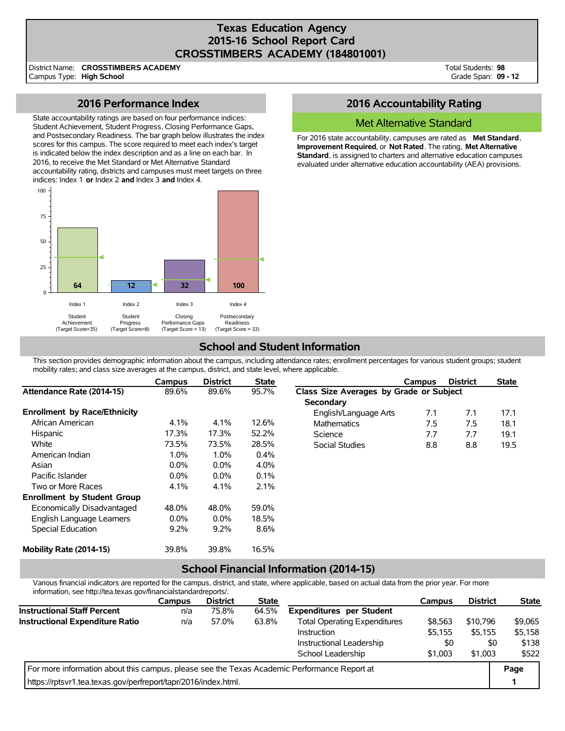# Texas Education Agency
# 2015-16 School Report Card
# CROSSTIMBERS ACADEMY (184801001)

District Name: **CROSSTIMBERS ACADEMY**
Campus Type: **High School**

Total Students: **98**
Grade Span: **09 - 12**

## 2016 Performance Index

State accountability ratings are based on four performance indices: Student Achievement, Student Progress, Closing Performance Gaps, and Postsecondary Readiness. The bar graph below illustrates the index scores for this campus. The score required to meet each index's target is indicated below the index description and as a line on each bar. In 2016, to receive the Met Standard or Met Alternative Standard accountability rating, districts and campuses must meet targets on three indices: Index 1 **or** Index 2 **and** Index 3 **and** Index 4.

| Index | Description | Target Score | Score |
|---|---|---|---|
| Index 1 | Student Achievement | 35 | 64 |
| Index 2 | Student Progress | 8 | 12 |
| Index 3 | Closing Performance Gaps | 13 | 32 |
| Index 4 | Postsecondary Readiness | 33 | 100 |

## 2016 Accountability Rating

**Met Alternative Standard**

For 2016 state accountability, campuses are rated as **Met Standard**, **Improvement Required**, or **Not Rated**. The rating, **Met Alternative Standard**, is assigned to charters and alternative education campuses evaluated under alternative education accountability (AEA) provisions.

## School and Student Information

This section provides demographic information about the campus, including attendance rates; enrollment percentages for various student groups; student mobility rates; and class size averages at the campus, district, and state level, where applicable.

| | Campus | District | State |
|---|---|---|---|
| **Attendance Rate (2014-15)** | 89.6% | 89.6% | 95.7% |
| **Enrollment by Race/Ethnicity** | | | |
| African American | 4.1% | 4.1% | 12.6% |
| Hispanic | 17.3% | 17.3% | 52.2% |
| White | 73.5% | 73.5% | 28.5% |
| American Indian | 1.0% | 1.0% | 0.4% |
| Asian | 0.0% | 0.0% | 4.0% |
| Pacific Islander | 0.0% | 0.0% | 0.1% |
| Two or More Races | 4.1% | 4.1% | 2.1% |
| **Enrollment by Student Group** | | | |
| Economically Disadvantaged | 48.0% | 48.0% | 59.0% |
| English Language Learners | 0.0% | 0.0% | 18.5% |
| Special Education | 9.2% | 9.2% | 8.6% |
| **Mobility Rate (2014-15)** | 39.8% | 39.8% | 16.5% |

| | Campus | District | State |
|---|---|---|---|
| **Class Size Averages by Grade or Subject** | | | |
| **Secondary** | | | |
| English/Language Arts | 7.1 | 7.1 | 17.1 |
| Mathematics | 7.5 | 7.5 | 18.1 |
| Science | 7.7 | 7.7 | 19.1 |
| Social Studies | 8.8 | 8.8 | 19.5 |

## School Financial Information (2014-15)

Various financial indicators are reported for the campus, district, and state, where applicable, based on actual data from the prior year. For more information, see http://tea.texas.gov/financialstandardreports/.

| | Campus | District | State |
|---|---|---|---|
| **Instructional Staff Percent** | n/a | 75.8% | 64.5% |
| **Instructional Expenditure Ratio** | n/a | 57.0% | 63.8% |

| | Campus | District | State |
|---|---|---|---|
| **Expenditures per Student** | | | |
| Total Operating Expenditures | $8,563 | $10,796 | $9,065 |
| Instruction | $5,155 | $5,155 | $5,158 |
| Instructional Leadership | $0 | $0 | $138 |
| School Leadership | $1,003 | $1,003 | $522 |

For more information about this campus, please see the Texas Academic Performance Report at https://rptsvr1.tea.texas.gov/perfreport/tapr/2016/index.html.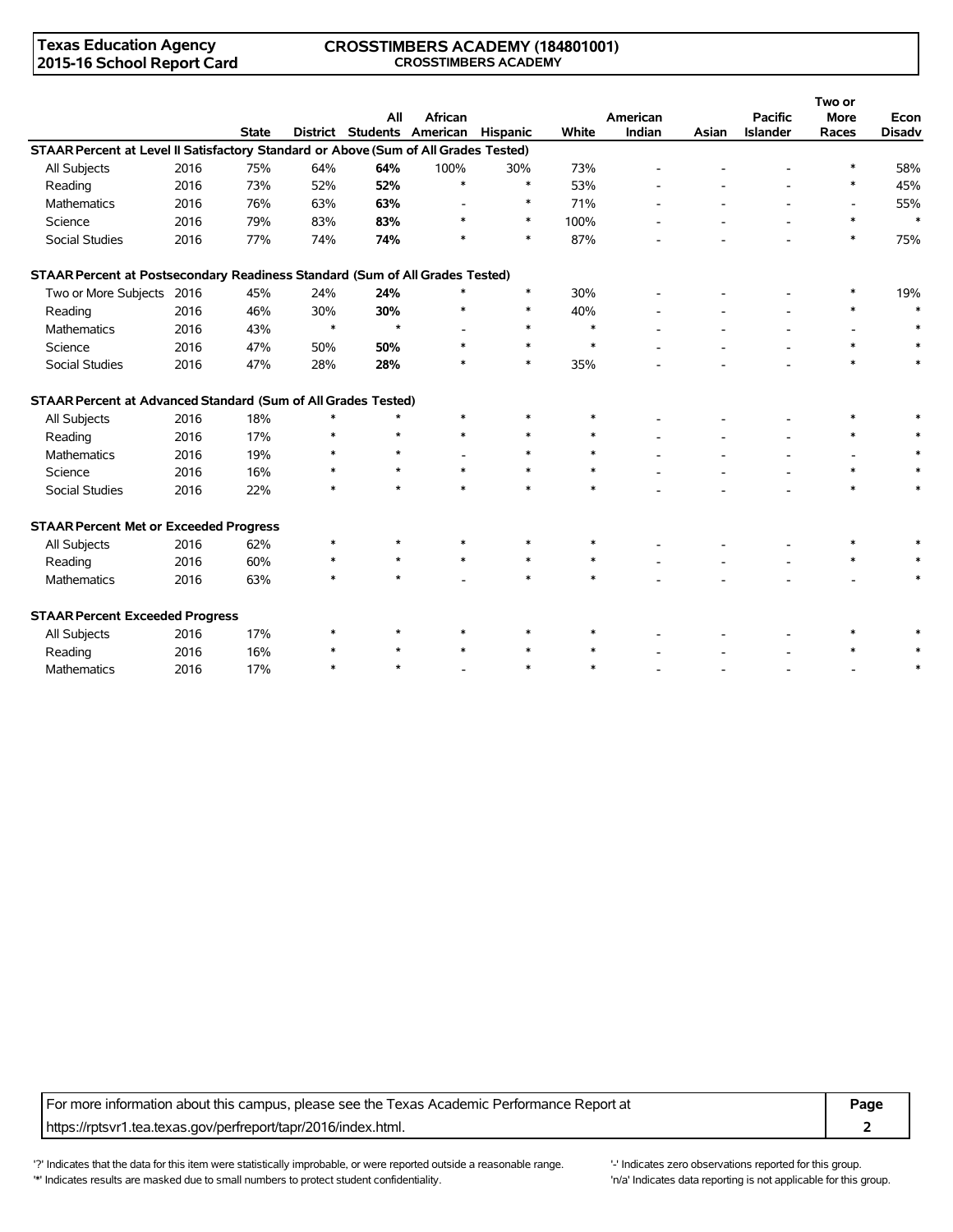Texas Education Agency
2015-16 School Report Card

CROSSTIMBERS ACADEMY (184801001)
CROSSTIMBERS ACADEMY

| | | State | District | All Students | African American | Hispanic | White | American Indian | Asian | Pacific Islander | Two or More Races | Econ Disadv |
|---|---|---|---|---|---|---|---|---|---|---|---|---|
| **STAAR Percent at Level II Satisfactory Standard or Above (Sum of All Grades Tested)** | | | | | | | | | | | | |
| All Subjects | 2016 | 75% | 64% | **64%** | 100% | 30% | 73% | - | - | - | * | 58% |
| Reading | 2016 | 73% | 52% | **52%** | * | * | 53% | - | - | - | * | 45% |
| Mathematics | 2016 | 76% | 63% | **63%** | - | * | 71% | - | - | - | - | 55% |
| Science | 2016 | 79% | 83% | **83%** | * | * | 100% | - | - | - | * | * |
| Social Studies | 2016 | 77% | 74% | **74%** | * | * | 87% | - | - | - | * | 75% |
| **STAAR Percent at Postsecondary Readiness Standard (Sum of All Grades Tested)** | | | | | | | | | | | | |
| Two or More Subjects | 2016 | 45% | 24% | **24%** | * | * | 30% | - | - | - | * | 19% |
| Reading | 2016 | 46% | 30% | **30%** | * | * | 40% | - | - | - | * | * |
| Mathematics | 2016 | 43% | * | * | - | * | * | - | - | - | - | * |
| Science | 2016 | 47% | 50% | **50%** | * | * | * | - | - | - | * | * |
| Social Studies | 2016 | 47% | 28% | **28%** | * | * | 35% | - | - | - | * | * |
| **STAAR Percent at Advanced Standard (Sum of All Grades Tested)** | | | | | | | | | | | | |
| All Subjects | 2016 | 18% | * | * | * | * | * | - | - | - | * | * |
| Reading | 2016 | 17% | * | * | * | * | * | - | - | - | * | * |
| Mathematics | 2016 | 19% | * | * | - | * | * | - | - | - | - | * |
| Science | 2016 | 16% | * | * | * | * | * | - | - | - | * | * |
| Social Studies | 2016 | 22% | * | * | * | * | * | - | - | - | * | * |
| **STAAR Percent Met or Exceeded Progress** | | | | | | | | | | | | |
| All Subjects | 2016 | 62% | * | * | * | * | * | - | - | - | * | * |
| Reading | 2016 | 60% | * | * | * | * | * | - | - | - | * | * |
| Mathematics | 2016 | 63% | * | * | - | * | * | - | - | - | - | * |
| **STAAR Percent Exceeded Progress** | | | | | | | | | | | | |
| All Subjects | 2016 | 17% | * | * | * | * | * | - | - | - | * | * |
| Reading | 2016 | 16% | * | * | * | * | * | - | - | - | * | * |
| Mathematics | 2016 | 17% | * | * | - | * | * | - | - | - | - | * |

For more information about this campus, please see the Texas Academic Performance Report at https://rptsvr1.tea.texas.gov/perfreport/tapr/2016/index.html.

'?' Indicates that the data for this item were statistically improbable, or were reported outside a reasonable range.
'*' Indicates results are masked due to small numbers to protect student confidentiality.
'-' Indicates zero observations reported for this group.
'n/a' Indicates data reporting is not applicable for this group.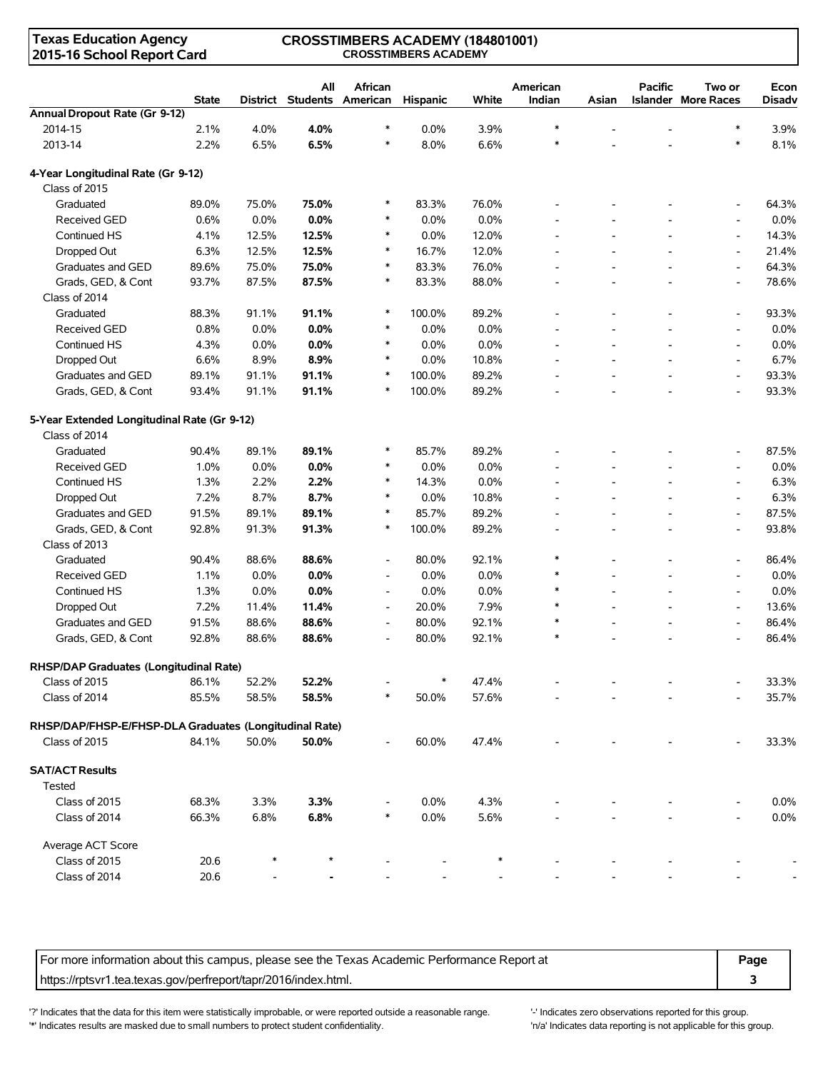**Texas Education Agency**
**2015-16 School Report Card**

**CROSSTIMBERS ACADEMY (184801001)**
**CROSSTIMBERS ACADEMY**

| | State | District | All Students | African American | Hispanic | White | American Indian | Asian | Pacific Islander | Two or More Races | Econ Disadv |
|---|---|---|---|---|---|---|---|---|---|---|---|
| **Annual Dropout Rate (Gr 9-12)** | | | | | | | | | | | |
| 2014-15 | 2.1% | 4.0% | **4.0%** | * | 0.0% | 3.9% | * | - | - | * | 3.9% |
| 2013-14 | 2.2% | 6.5% | **6.5%** | * | 8.0% | 6.6% | * | - | - | * | 8.1% |
| **4-Year Longitudinal Rate (Gr 9-12)** | | | | | | | | | | | |
| Class of 2015 | | | | | | | | | | | |
| Graduated | 89.0% | 75.0% | **75.0%** | * | 83.3% | 76.0% | - | - | - | - | 64.3% |
| Received GED | 0.6% | 0.0% | **0.0%** | * | 0.0% | 0.0% | - | - | - | - | 0.0% |
| Continued HS | 4.1% | 12.5% | **12.5%** | * | 0.0% | 12.0% | - | - | - | - | 14.3% |
| Dropped Out | 6.3% | 12.5% | **12.5%** | * | 16.7% | 12.0% | - | - | - | - | 21.4% |
| Graduates and GED | 89.6% | 75.0% | **75.0%** | * | 83.3% | 76.0% | - | - | - | - | 64.3% |
| Grads, GED, & Cont | 93.7% | 87.5% | **87.5%** | * | 83.3% | 88.0% | - | - | - | - | 78.6% |
| Class of 2014 | | | | | | | | | | | |
| Graduated | 88.3% | 91.1% | **91.1%** | * | 100.0% | 89.2% | - | - | - | - | 93.3% |
| Received GED | 0.8% | 0.0% | **0.0%** | * | 0.0% | 0.0% | - | - | - | - | 0.0% |
| Continued HS | 4.3% | 0.0% | **0.0%** | * | 0.0% | 0.0% | - | - | - | - | 0.0% |
| Dropped Out | 6.6% | 8.9% | **8.9%** | * | 0.0% | 10.8% | - | - | - | - | 6.7% |
| Graduates and GED | 89.1% | 91.1% | **91.1%** | * | 100.0% | 89.2% | - | - | - | - | 93.3% |
| Grads, GED, & Cont | 93.4% | 91.1% | **91.1%** | * | 100.0% | 89.2% | - | - | - | - | 93.3% |
| **5-Year Extended Longitudinal Rate (Gr 9-12)** | | | | | | | | | | | |
| Class of 2014 | | | | | | | | | | | |
| Graduated | 90.4% | 89.1% | **89.1%** | * | 85.7% | 89.2% | - | - | - | - | 87.5% |
| Received GED | 1.0% | 0.0% | **0.0%** | * | 0.0% | 0.0% | - | - | - | - | 0.0% |
| Continued HS | 1.3% | 2.2% | **2.2%** | * | 14.3% | 0.0% | - | - | - | - | 6.3% |
| Dropped Out | 7.2% | 8.7% | **8.7%** | * | 0.0% | 10.8% | - | - | - | - | 6.3% |
| Graduates and GED | 91.5% | 89.1% | **89.1%** | * | 85.7% | 89.2% | - | - | - | - | 87.5% |
| Grads, GED, & Cont | 92.8% | 91.3% | **91.3%** | * | 100.0% | 89.2% | - | - | - | - | 93.8% |
| Class of 2013 | | | | | | | | | | | |
| Graduated | 90.4% | 88.6% | **88.6%** | - | 80.0% | 92.1% | * | - | - | - | 86.4% |
| Received GED | 1.1% | 0.0% | **0.0%** | - | 0.0% | 0.0% | * | - | - | - | 0.0% |
| Continued HS | 1.3% | 0.0% | **0.0%** | - | 0.0% | 0.0% | * | - | - | - | 0.0% |
| Dropped Out | 7.2% | 11.4% | **11.4%** | - | 20.0% | 7.9% | * | - | - | - | 13.6% |
| Graduates and GED | 91.5% | 88.6% | **88.6%** | - | 80.0% | 92.1% | * | - | - | - | 86.4% |
| Grads, GED, & Cont | 92.8% | 88.6% | **88.6%** | - | 80.0% | 92.1% | * | - | - | - | 86.4% |
| **RHSP/DAP Graduates (Longitudinal Rate)** | | | | | | | | | | | |
| Class of 2015 | 86.1% | 52.2% | **52.2%** | - | * | 47.4% | - | - | - | - | 33.3% |
| Class of 2014 | 85.5% | 58.5% | **58.5%** | * | 50.0% | 57.6% | - | - | - | - | 35.7% |
| **RHSP/DAP/FHSP-E/FHSP-DLA Graduates (Longitudinal Rate)** | | | | | | | | | | | |
| Class of 2015 | 84.1% | 50.0% | **50.0%** | - | 60.0% | 47.4% | - | - | - | - | 33.3% |
| **SAT/ACT Results** | | | | | | | | | | | |
| Tested | | | | | | | | | | | |
| Class of 2015 | 68.3% | 3.3% | **3.3%** | - | 0.0% | 4.3% | - | - | - | - | 0.0% |
| Class of 2014 | 66.3% | 6.8% | **6.8%** | * | 0.0% | 5.6% | - | - | - | - | 0.0% |
| Average ACT Score | | | | | | | | | | | |
| Class of 2015 | 20.6 | * | * | - | - | * | - | - | - | - | - |
| Class of 2014 | 20.6 | - | **-** | - | - | - | - | - | - | - | - |

For more information about this campus, please see the Texas Academic Performance Report at https://rptsvr1.tea.texas.gov/perfreport/tapr/2016/index.html.

'?' Indicates that the data for this item were statistically improbable, or were reported outside a reasonable range.
'*' Indicates results are masked due to small numbers to protect student confidentiality.
'-' Indicates zero observations reported for this group.
'n/a' Indicates data reporting is not applicable for this group.